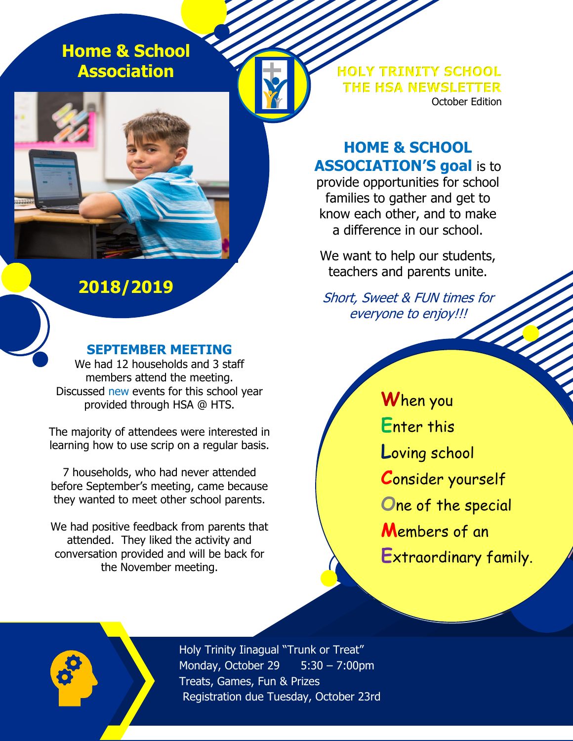# Home & School Association

**2018/2019**

## HOLY TRINITY SCHOOL THE HSA NEWSLETTER

October Edition

**HOME & SCHOOL ASSOCIATION'S goal** is to provide opportunities for school families to gather and get to know each other, and to make a difference in our school.

We want to help our students, teachers and parents unite.

*Short, Sweet & FUN times for everyone to enjoy!!!*

### SEPTEMBER MEETING

We had 12 households and 3 staff members attend the meeting. Discussed new events for this school year provided through HSA @ HTS.

The majority of attendees were interested in learning how to use scrip on a regular basis.

7 households, who had never attended before September's meeting, came because they wanted to meet other school parents.

We had positive feedback from parents that attended. They liked the activity and conversation provided and will be back for the November meeting.

**W**hen you
**E**nter this
**L**oving school
**C**onsider yourself
**O**ne of the special
**M**embers of an
**E**xtraordinary family.

Holy Trinity Inagual "Trunk or Treat"
Monday, October 29 5:30 – 7:00pm
Treats, Games, Fun & Prizes
Registration due Tuesday, October 23rd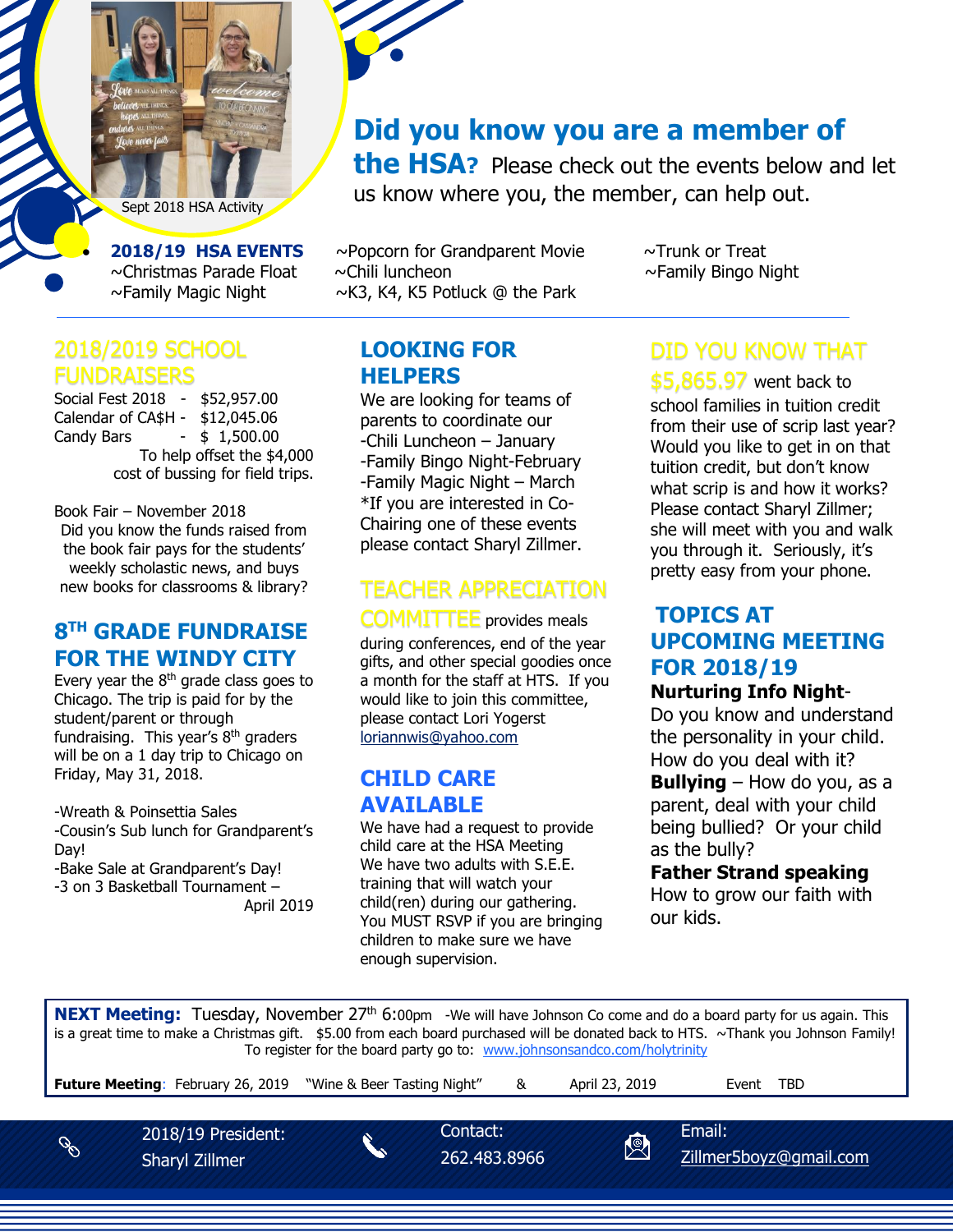Sept 2018 HSA Activity

# Did you know you are a member of the HSA?

Please check out the events below and let us know where you, the member, can help out.

- **2018/19 HSA EVENTS**
  - ~Christmas Parade Float
  - ~Family Magic Night
  - ~Popcorn for Grandparent Movie
  - ~Chili luncheon
  - ~K3, K4, K5 Potluck @ the Park
  - ~Trunk or Treat
  - ~Family Bingo Night

## 2018/2019 SCHOOL FUNDRAISERS

| | | |
|---|---|---|
| Social Fest 2018 | - | $52,957.00 |
| Calendar of CA$H | - | $12,045.06 |
| Candy Bars | - | $ 1,500.00 |

To help offset the $4,000 cost of bussing for field trips.

Book Fair – November 2018

Did you know the funds raised from the book fair pays for the students' weekly scholastic news, and buys new books for classrooms & library?

## 8TH GRADE FUNDRAISE FOR THE WINDY CITY

Every year the 8th grade class goes to Chicago. The trip is paid for by the student/parent or through fundraising. This year's 8th graders will be on a 1 day trip to Chicago on Friday, May 31, 2018.

-Wreath & Poinsettia Sales
-Cousin's Sub lunch for Grandparent's Day!
-Bake Sale at Grandparent's Day!
-3 on 3 Basketball Tournament – April 2019

## LOOKING FOR HELPERS

We are looking for teams of parents to coordinate our
-Chili Luncheon – January
-Family Bingo Night-February
-Family Magic Night – March
*If you are interested in Co-Chairing one of these events please contact Sharyl Zillmer.

## TEACHER APPRECIATION COMMITTEE

provides meals during conferences, end of the year gifts, and other special goodies once a month for the staff at HTS. If you would like to join this committee, please contact Lori Yogerst loriannwis@yahoo.com

## CHILD CARE AVAILABLE

We have had a request to provide child care at the HSA Meeting We have two adults with S.E.E. training that will watch your child(ren) during our gathering. You MUST RSVP if you are bringing children to make sure we have enough supervision.

## DID YOU KNOW THAT

$5,865.97 went back to school families in tuition credit from their use of scrip last year? Would you like to get in on that tuition credit, but don't know what scrip is and how it works? Please contact Sharyl Zillmer; she will meet with you and walk you through it. Seriously, it's pretty easy from your phone.

## TOPICS AT UPCOMING MEETING FOR 2018/19

**Nurturing Info Night**- Do you know and understand the personality in your child. How do you deal with it?

**Bullying** – How do you, as a parent, deal with your child being bullied? Or your child as the bully?

**Father Strand speaking**
How to grow our faith with our kids.

**NEXT Meeting:** Tuesday, November 27th 6:00pm -We will have Johnson Co come and do a board party for us again. This is a great time to make a Christmas gift. $5.00 from each board purchased will be donated back to HTS. ~Thank you Johnson Family! To register for the board party go to: www.johnsonsandco.com/holytrinity

**Future Meeting**: February 26, 2019 "Wine & Beer Tasting Night" & April 23, 2019 Event TBD

2018/19 President: Sharyl Zillmer

Contact: 262.483.8966

Email: Zillmer5boyz@gmail.com